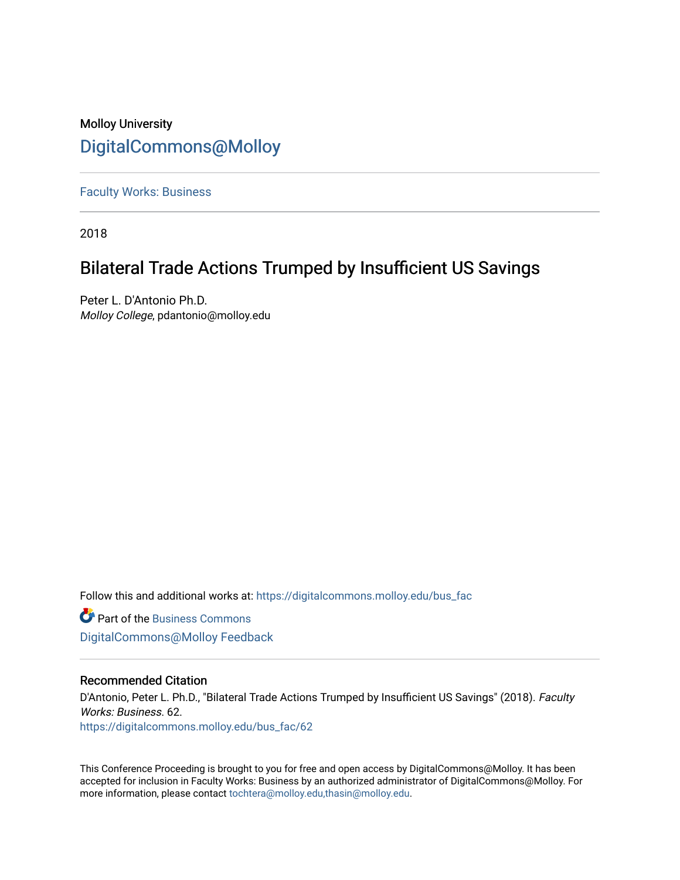Molloy University

# DigitalCommons@Molloy

Faculty Works: Business

2018

## Bilateral Trade Actions Trumped by Insufficient US Savings

Peter L. D'Antonio Ph.D.
*Molloy College*, pdantonio@molloy.edu

Follow this and additional works at: https://digitalcommons.molloy.edu/bus_fac

Part of the Business Commons

DigitalCommons@Molloy Feedback

### Recommended Citation

D'Antonio, Peter L. Ph.D., "Bilateral Trade Actions Trumped by Insufficient US Savings" (2018). *Faculty Works: Business*. 62.
https://digitalcommons.molloy.edu/bus_fac/62

This Conference Proceeding is brought to you for free and open access by DigitalCommons@Molloy. It has been accepted for inclusion in Faculty Works: Business by an authorized administrator of DigitalCommons@Molloy. For more information, please contact tochtera@molloy.edu,thasin@molloy.edu.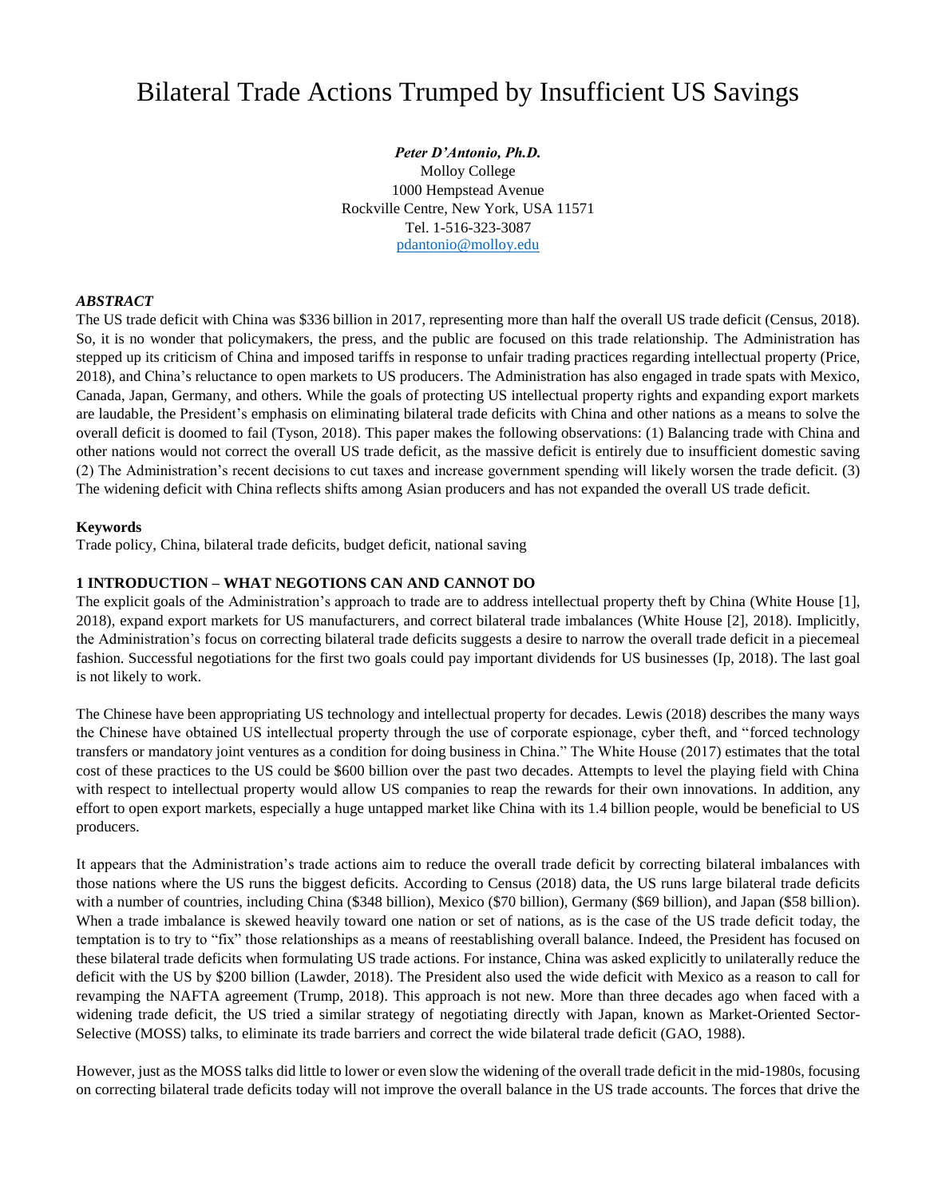# Bilateral Trade Actions Trumped by Insufficient US Savings

***Peter D'Antonio, Ph.D.***
Molloy College
1000 Hempstead Avenue
Rockville Centre, New York, USA 11571
Tel. 1-516-323-3087
pdantonio@molloy.edu

### *ABSTRACT*

The US trade deficit with China was $336 billion in 2017, representing more than half the overall US trade deficit (Census, 2018). So, it is no wonder that policymakers, the press, and the public are focused on this trade relationship. The Administration has stepped up its criticism of China and imposed tariffs in response to unfair trading practices regarding intellectual property (Price, 2018), and China's reluctance to open markets to US producers. The Administration has also engaged in trade spats with Mexico, Canada, Japan, Germany, and others. While the goals of protecting US intellectual property rights and expanding export markets are laudable, the President's emphasis on eliminating bilateral trade deficits with China and other nations as a means to solve the overall deficit is doomed to fail (Tyson, 2018). This paper makes the following observations: (1) Balancing trade with China and other nations would not correct the overall US trade deficit, as the massive deficit is entirely due to insufficient domestic saving (2) The Administration's recent decisions to cut taxes and increase government spending will likely worsen the trade deficit. (3) The widening deficit with China reflects shifts among Asian producers and has not expanded the overall US trade deficit.

**Keywords**

Trade policy, China, bilateral trade deficits, budget deficit, national saving

## 1 INTRODUCTION – WHAT NEGOTIONS CAN AND CANNOT DO

The explicit goals of the Administration's approach to trade are to address intellectual property theft by China (White House [1], 2018), expand export markets for US manufacturers, and correct bilateral trade imbalances (White House [2], 2018). Implicitly, the Administration's focus on correcting bilateral trade deficits suggests a desire to narrow the overall trade deficit in a piecemeal fashion. Successful negotiations for the first two goals could pay important dividends for US businesses (Ip, 2018). The last goal is not likely to work.

The Chinese have been appropriating US technology and intellectual property for decades. Lewis (2018) describes the many ways the Chinese have obtained US intellectual property through the use of corporate espionage, cyber theft, and "forced technology transfers or mandatory joint ventures as a condition for doing business in China." The White House (2017) estimates that the total cost of these practices to the US could be $600 billion over the past two decades. Attempts to level the playing field with China with respect to intellectual property would allow US companies to reap the rewards for their own innovations. In addition, any effort to open export markets, especially a huge untapped market like China with its 1.4 billion people, would be beneficial to US producers.

It appears that the Administration's trade actions aim to reduce the overall trade deficit by correcting bilateral imbalances with those nations where the US runs the biggest deficits. According to Census (2018) data, the US runs large bilateral trade deficits with a number of countries, including China ($348 billion), Mexico ($70 billion), Germany ($69 billion), and Japan ($58 billion). When a trade imbalance is skewed heavily toward one nation or set of nations, as is the case of the US trade deficit today, the temptation is to try to "fix" those relationships as a means of reestablishing overall balance. Indeed, the President has focused on these bilateral trade deficits when formulating US trade actions. For instance, China was asked explicitly to unilaterally reduce the deficit with the US by $200 billion (Lawder, 2018). The President also used the wide deficit with Mexico as a reason to call for revamping the NAFTA agreement (Trump, 2018). This approach is not new. More than three decades ago when faced with a widening trade deficit, the US tried a similar strategy of negotiating directly with Japan, known as Market-Oriented Sector-Selective (MOSS) talks, to eliminate its trade barriers and correct the wide bilateral trade deficit (GAO, 1988).

However, just as the MOSS talks did little to lower or even slow the widening of the overall trade deficit in the mid-1980s, focusing on correcting bilateral trade deficits today will not improve the overall balance in the US trade accounts. The forces that drive the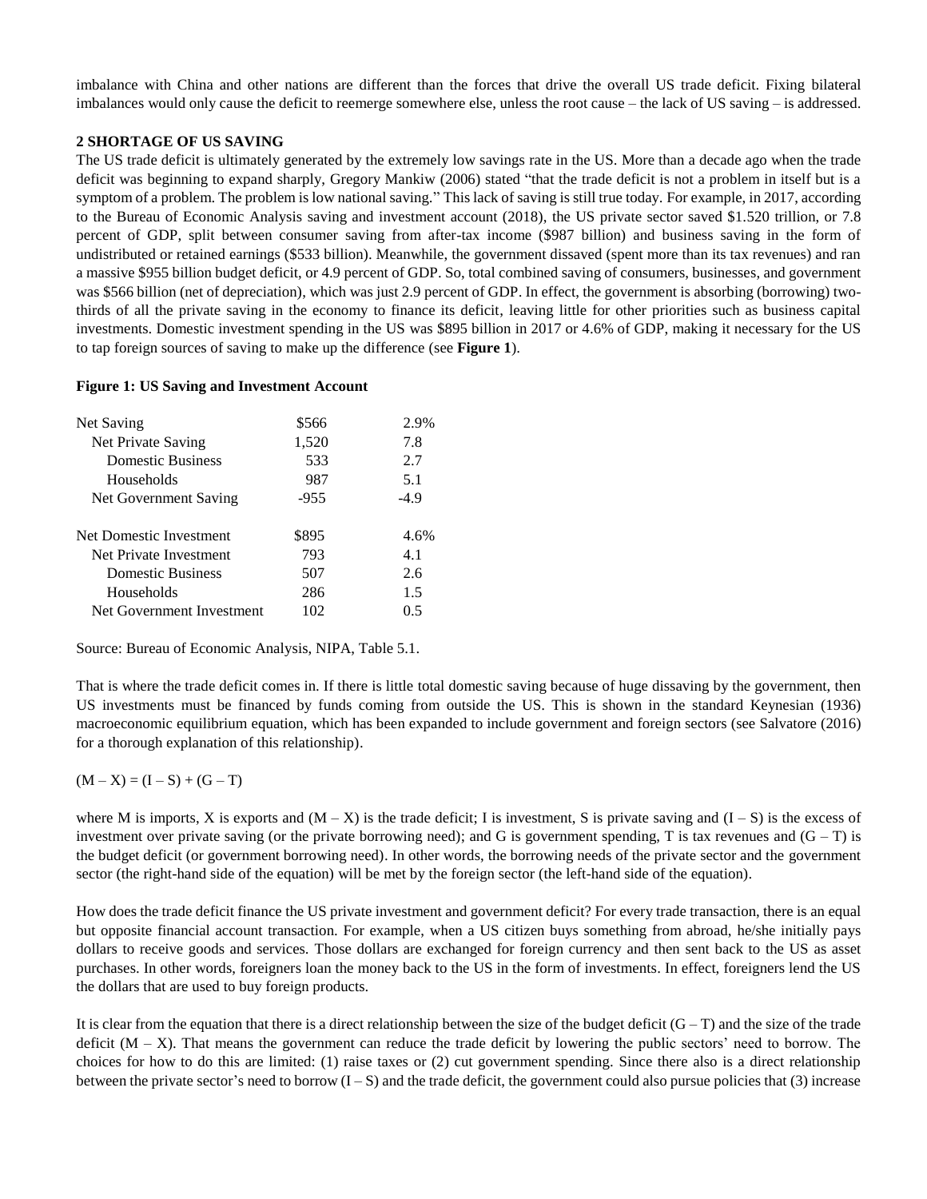imbalance with China and other nations are different than the forces that drive the overall US trade deficit. Fixing bilateral imbalances would only cause the deficit to reemerge somewhere else, unless the root cause – the lack of US saving – is addressed.

## 2 SHORTAGE OF US SAVING

The US trade deficit is ultimately generated by the extremely low savings rate in the US. More than a decade ago when the trade deficit was beginning to expand sharply, Gregory Mankiw (2006) stated "that the trade deficit is not a problem in itself but is a symptom of a problem. The problem is low national saving." This lack of saving is still true today. For example, in 2017, according to the Bureau of Economic Analysis saving and investment account (2018), the US private sector saved \$1.520 trillion, or 7.8 percent of GDP, split between consumer saving from after-tax income (\$987 billion) and business saving in the form of undistributed or retained earnings (\$533 billion). Meanwhile, the government dissaved (spent more than its tax revenues) and ran a massive \$955 billion budget deficit, or 4.9 percent of GDP. So, total combined saving of consumers, businesses, and government was \$566 billion (net of depreciation), which was just 2.9 percent of GDP. In effect, the government is absorbing (borrowing) two-thirds of all the private saving in the economy to finance its deficit, leaving little for other priorities such as business capital investments. Domestic investment spending in the US was \$895 billion in 2017 or 4.6% of GDP, making it necessary for the US to tap foreign sources of saving to make up the difference (see **Figure 1**).

**Figure 1: US Saving and Investment Account**

| | | |
|---|---|---|
| Net Saving | \$566 | 2.9% |
| Net Private Saving | 1,520 | 7.8 |
| Domestic Business | 533 | 2.7 |
| Households | 987 | 5.1 |
| Net Government Saving | -955 | -4.9 |
| | | |
| Net Domestic Investment | \$895 | 4.6% |
| Net Private Investment | 793 | 4.1 |
| Domestic Business | 507 | 2.6 |
| Households | 286 | 1.5 |
| Net Government Investment | 102 | 0.5 |

Source: Bureau of Economic Analysis, NIPA, Table 5.1.

That is where the trade deficit comes in. If there is little total domestic saving because of huge dissaving by the government, then US investments must be financed by funds coming from outside the US. This is shown in the standard Keynesian (1936) macroeconomic equilibrium equation, which has been expanded to include government and foreign sectors (see Salvatore (2016) for a thorough explanation of this relationship).

$$(M - X) = (I - S) + (G - T)$$

where M is imports, X is exports and $(M - X)$ is the trade deficit; I is investment, S is private saving and $(I - S)$ is the excess of investment over private saving (or the private borrowing need); and G is government spending, T is tax revenues and $(G - T)$ is the budget deficit (or government borrowing need). In other words, the borrowing needs of the private sector and the government sector (the right-hand side of the equation) will be met by the foreign sector (the left-hand side of the equation).

How does the trade deficit finance the US private investment and government deficit? For every trade transaction, there is an equal but opposite financial account transaction. For example, when a US citizen buys something from abroad, he/she initially pays dollars to receive goods and services. Those dollars are exchanged for foreign currency and then sent back to the US as asset purchases. In other words, foreigners loan the money back to the US in the form of investments. In effect, foreigners lend the US the dollars that are used to buy foreign products.

It is clear from the equation that there is a direct relationship between the size of the budget deficit $(G - T)$ and the size of the trade deficit $(M - X)$. That means the government can reduce the trade deficit by lowering the public sectors' need to borrow. The choices for how to do this are limited: (1) raise taxes or (2) cut government spending. Since there also is a direct relationship between the private sector's need to borrow $(I - S)$ and the trade deficit, the government could also pursue policies that (3) increase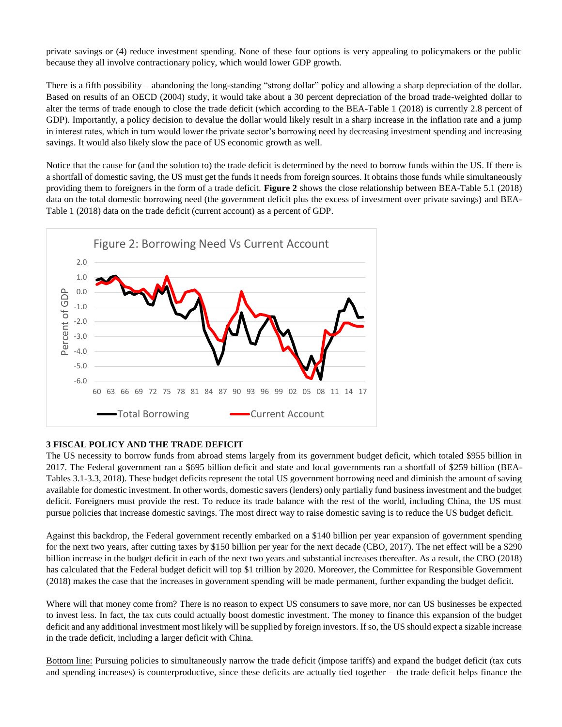private savings or (4) reduce investment spending. None of these four options is very appealing to policymakers or the public because they all involve contractionary policy, which would lower GDP growth.

There is a fifth possibility – abandoning the long-standing "strong dollar" policy and allowing a sharp depreciation of the dollar. Based on results of an OECD (2004) study, it would take about a 30 percent depreciation of the broad trade-weighted dollar to alter the terms of trade enough to close the trade deficit (which according to the BEA-Table 1 (2018) is currently 2.8 percent of GDP). Importantly, a policy decision to devalue the dollar would likely result in a sharp increase in the inflation rate and a jump in interest rates, which in turn would lower the private sector's borrowing need by decreasing investment spending and increasing savings. It would also likely slow the pace of US economic growth as well.

Notice that the cause for (and the solution to) the trade deficit is determined by the need to borrow funds within the US. If there is a shortfall of domestic saving, the US must get the funds it needs from foreign sources. It obtains those funds while simultaneously providing them to foreigners in the form of a trade deficit. **Figure 2** shows the close relationship between BEA-Table 5.1 (2018) data on the total domestic borrowing need (the government deficit plus the excess of investment over private savings) and BEA-Table 1 (2018) data on the trade deficit (current account) as a percent of GDP.

Figure 2: Borrowing Need Vs Current Account

## 3 FISCAL POLICY AND THE TRADE DEFICIT

The US necessity to borrow funds from abroad stems largely from its government budget deficit, which totaled $955 billion in 2017. The Federal government ran a $695 billion deficit and state and local governments ran a shortfall of $259 billion (BEA-Tables 3.1-3.3, 2018). These budget deficits represent the total US government borrowing need and diminish the amount of saving available for domestic investment. In other words, domestic savers (lenders) only partially fund business investment and the budget deficit. Foreigners must provide the rest. To reduce its trade balance with the rest of the world, including China, the US must pursue policies that increase domestic savings. The most direct way to raise domestic saving is to reduce the US budget deficit.

Against this backdrop, the Federal government recently embarked on a $140 billion per year expansion of government spending for the next two years, after cutting taxes by $150 billion per year for the next decade (CBO, 2017). The net effect will be a $290 billion increase in the budget deficit in each of the next two years and substantial increases thereafter. As a result, the CBO (2018) has calculated that the Federal budget deficit will top $1 trillion by 2020. Moreover, the Committee for Responsible Government (2018) makes the case that the increases in government spending will be made permanent, further expanding the budget deficit.

Where will that money come from? There is no reason to expect US consumers to save more, nor can US businesses be expected to invest less. In fact, the tax cuts could actually boost domestic investment. The money to finance this expansion of the budget deficit and any additional investment most likely will be supplied by foreign investors. If so, the US should expect a sizable increase in the trade deficit, including a larger deficit with China.

Bottom line: Pursuing policies to simultaneously narrow the trade deficit (impose tariffs) and expand the budget deficit (tax cuts and spending increases) is counterproductive, since these deficits are actually tied together – the trade deficit helps finance the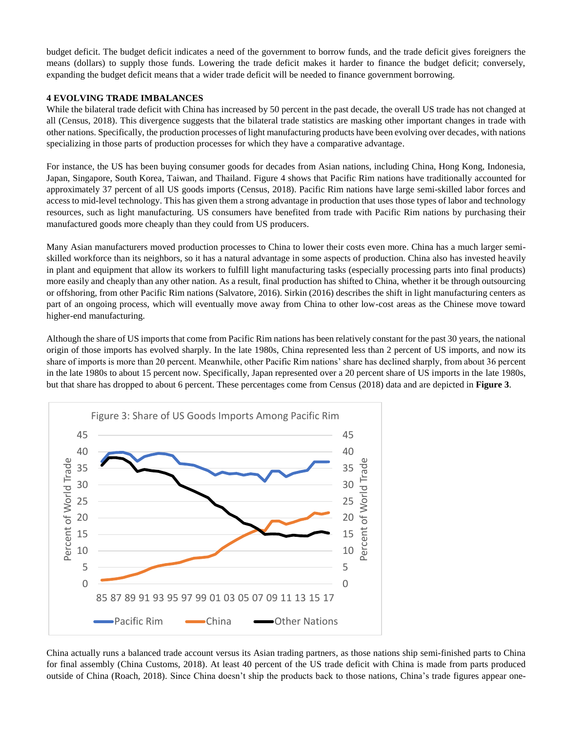budget deficit. The budget deficit indicates a need of the government to borrow funds, and the trade deficit gives foreigners the means (dollars) to supply those funds. Lowering the trade deficit makes it harder to finance the budget deficit; conversely, expanding the budget deficit means that a wider trade deficit will be needed to finance government borrowing.

## 4 EVOLVING TRADE IMBALANCES

While the bilateral trade deficit with China has increased by 50 percent in the past decade, the overall US trade has not changed at all (Census, 2018). This divergence suggests that the bilateral trade statistics are masking other important changes in trade with other nations. Specifically, the production processes of light manufacturing products have been evolving over decades, with nations specializing in those parts of production processes for which they have a comparative advantage.

For instance, the US has been buying consumer goods for decades from Asian nations, including China, Hong Kong, Indonesia, Japan, Singapore, South Korea, Taiwan, and Thailand. Figure 4 shows that Pacific Rim nations have traditionally accounted for approximately 37 percent of all US goods imports (Census, 2018). Pacific Rim nations have large semi-skilled labor forces and access to mid-level technology. This has given them a strong advantage in production that uses those types of labor and technology resources, such as light manufacturing. US consumers have benefited from trade with Pacific Rim nations by purchasing their manufactured goods more cheaply than they could from US producers.

Many Asian manufacturers moved production processes to China to lower their costs even more. China has a much larger semi-skilled workforce than its neighbors, so it has a natural advantage in some aspects of production. China also has invested heavily in plant and equipment that allow its workers to fulfill light manufacturing tasks (especially processing parts into final products) more easily and cheaply than any other nation. As a result, final production has shifted to China, whether it be through outsourcing or offshoring, from other Pacific Rim nations (Salvatore, 2016). Sirkin (2016) describes the shift in light manufacturing centers as part of an ongoing process, which will eventually move away from China to other low-cost areas as the Chinese move toward higher-end manufacturing.

Although the share of US imports that come from Pacific Rim nations has been relatively constant for the past 30 years, the national origin of those imports has evolved sharply. In the late 1980s, China represented less than 2 percent of US imports, and now its share of imports is more than 20 percent. Meanwhile, other Pacific Rim nations' share has declined sharply, from about 36 percent in the late 1980s to about 15 percent now. Specifically, Japan represented over a 20 percent share of US imports in the late 1980s, but that share has dropped to about 6 percent. These percentages come from Census (2018) data and are depicted in **Figure 3**.

Figure 3: Share of US Goods Imports Among Pacific Rim

China actually runs a balanced trade account versus its Asian trading partners, as those nations ship semi-finished parts to China for final assembly (China Customs, 2018). At least 40 percent of the US trade deficit with China is made from parts produced outside of China (Roach, 2018). Since China doesn't ship the products back to those nations, China's trade figures appear one-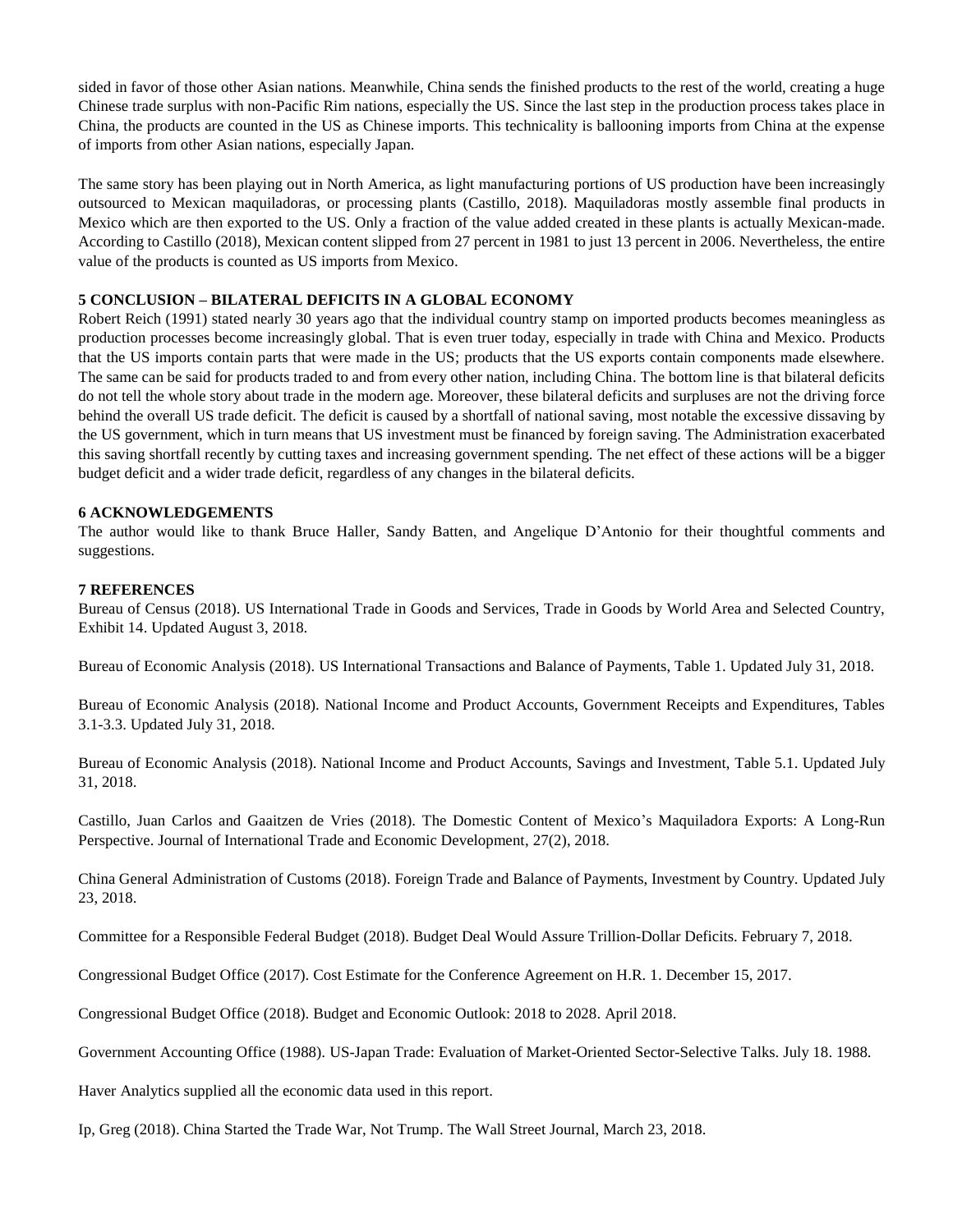sided in favor of those other Asian nations. Meanwhile, China sends the finished products to the rest of the world, creating a huge Chinese trade surplus with non-Pacific Rim nations, especially the US. Since the last step in the production process takes place in China, the products are counted in the US as Chinese imports. This technicality is ballooning imports from China at the expense of imports from other Asian nations, especially Japan.

The same story has been playing out in North America, as light manufacturing portions of US production have been increasingly outsourced to Mexican maquiladoras, or processing plants (Castillo, 2018). Maquiladoras mostly assemble final products in Mexico which are then exported to the US. Only a fraction of the value added created in these plants is actually Mexican-made. According to Castillo (2018), Mexican content slipped from 27 percent in 1981 to just 13 percent in 2006. Nevertheless, the entire value of the products is counted as US imports from Mexico.

## 5 CONCLUSION – BILATERAL DEFICITS IN A GLOBAL ECONOMY

Robert Reich (1991) stated nearly 30 years ago that the individual country stamp on imported products becomes meaningless as production processes become increasingly global. That is even truer today, especially in trade with China and Mexico. Products that the US imports contain parts that were made in the US; products that the US exports contain components made elsewhere. The same can be said for products traded to and from every other nation, including China. The bottom line is that bilateral deficits do not tell the whole story about trade in the modern age. Moreover, these bilateral deficits and surpluses are not the driving force behind the overall US trade deficit. The deficit is caused by a shortfall of national saving, most notable the excessive dissaving by the US government, which in turn means that US investment must be financed by foreign saving. The Administration exacerbated this saving shortfall recently by cutting taxes and increasing government spending. The net effect of these actions will be a bigger budget deficit and a wider trade deficit, regardless of any changes in the bilateral deficits.

## 6 ACKNOWLEDGEMENTS

The author would like to thank Bruce Haller, Sandy Batten, and Angelique D'Antonio for their thoughtful comments and suggestions.

## 7 REFERENCES

Bureau of Census (2018). US International Trade in Goods and Services, Trade in Goods by World Area and Selected Country, Exhibit 14. Updated August 3, 2018.

Bureau of Economic Analysis (2018). US International Transactions and Balance of Payments, Table 1. Updated July 31, 2018.

Bureau of Economic Analysis (2018). National Income and Product Accounts, Government Receipts and Expenditures, Tables 3.1-3.3. Updated July 31, 2018.

Bureau of Economic Analysis (2018). National Income and Product Accounts, Savings and Investment, Table 5.1. Updated July 31, 2018.

Castillo, Juan Carlos and Gaaitzen de Vries (2018). The Domestic Content of Mexico's Maquiladora Exports: A Long-Run Perspective. Journal of International Trade and Economic Development, 27(2), 2018.

China General Administration of Customs (2018). Foreign Trade and Balance of Payments, Investment by Country. Updated July 23, 2018.

Committee for a Responsible Federal Budget (2018). Budget Deal Would Assure Trillion-Dollar Deficits. February 7, 2018.

Congressional Budget Office (2017). Cost Estimate for the Conference Agreement on H.R. 1. December 15, 2017.

Congressional Budget Office (2018). Budget and Economic Outlook: 2018 to 2028. April 2018.

Government Accounting Office (1988). US-Japan Trade: Evaluation of Market-Oriented Sector-Selective Talks. July 18. 1988.

Haver Analytics supplied all the economic data used in this report.

Ip, Greg (2018). China Started the Trade War, Not Trump. The Wall Street Journal, March 23, 2018.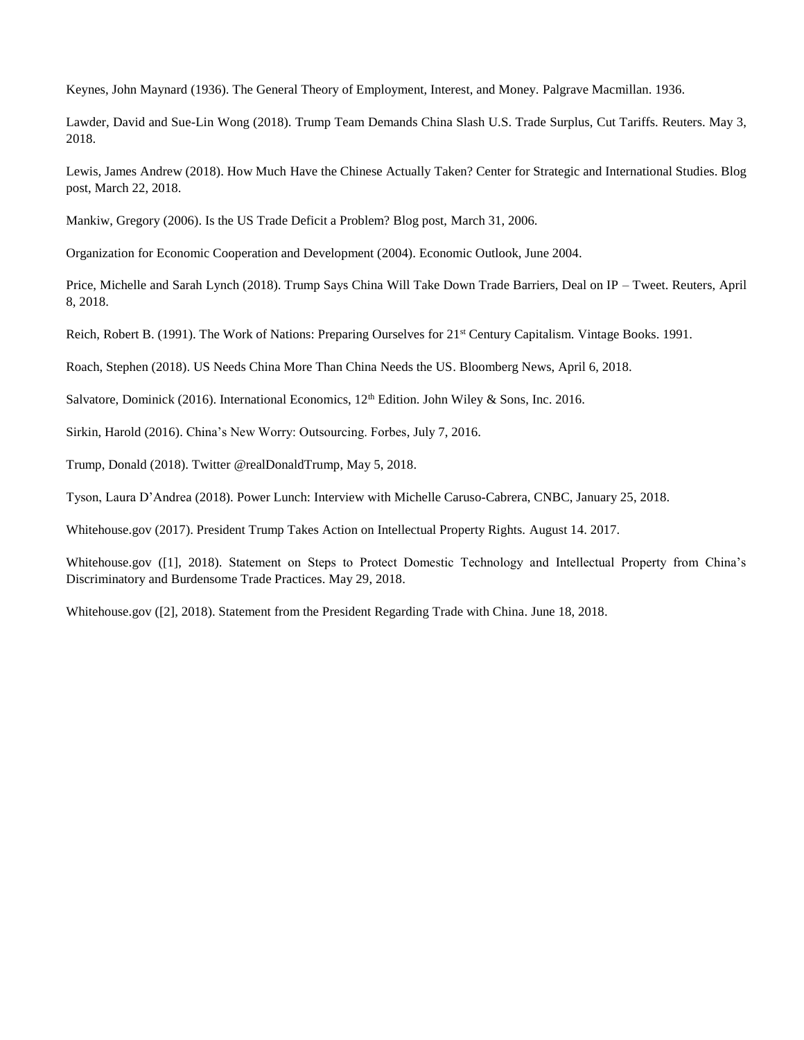Keynes, John Maynard (1936). The General Theory of Employment, Interest, and Money. Palgrave Macmillan. 1936.

Lawder, David and Sue-Lin Wong (2018). Trump Team Demands China Slash U.S. Trade Surplus, Cut Tariffs. Reuters. May 3, 2018.

Lewis, James Andrew (2018). How Much Have the Chinese Actually Taken? Center for Strategic and International Studies. Blog post, March 22, 2018.

Mankiw, Gregory (2006). Is the US Trade Deficit a Problem? Blog post, March 31, 2006.

Organization for Economic Cooperation and Development (2004). Economic Outlook, June 2004.

Price, Michelle and Sarah Lynch (2018). Trump Says China Will Take Down Trade Barriers, Deal on IP – Tweet. Reuters, April 8, 2018.

Reich, Robert B. (1991). The Work of Nations: Preparing Ourselves for 21st Century Capitalism. Vintage Books. 1991.

Roach, Stephen (2018). US Needs China More Than China Needs the US. Bloomberg News, April 6, 2018.

Salvatore, Dominick (2016). International Economics, 12th Edition. John Wiley & Sons, Inc. 2016.

Sirkin, Harold (2016). China's New Worry: Outsourcing. Forbes, July 7, 2016.

Trump, Donald (2018). Twitter @realDonaldTrump, May 5, 2018.

Tyson, Laura D'Andrea (2018). Power Lunch: Interview with Michelle Caruso-Cabrera, CNBC, January 25, 2018.

Whitehouse.gov (2017). President Trump Takes Action on Intellectual Property Rights. August 14. 2017.

Whitehouse.gov ([1], 2018). Statement on Steps to Protect Domestic Technology and Intellectual Property from China's Discriminatory and Burdensome Trade Practices. May 29, 2018.

Whitehouse.gov ([2], 2018). Statement from the President Regarding Trade with China. June 18, 2018.